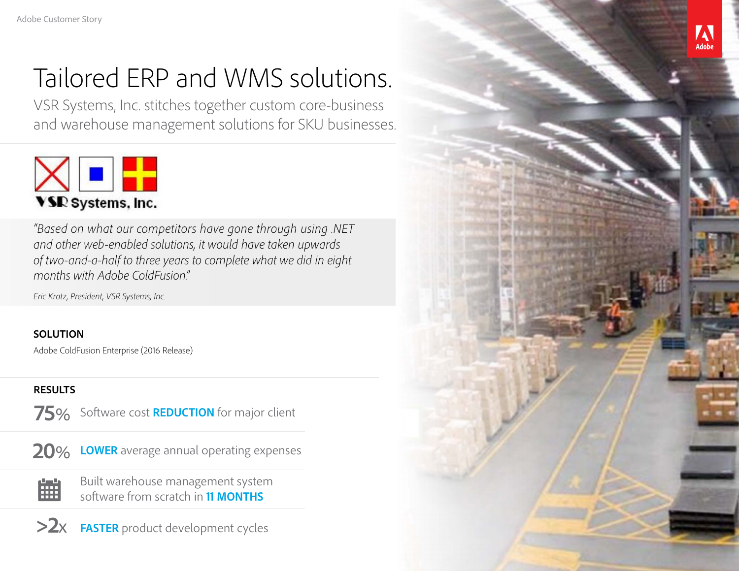Adobe Customer Story

# Tailored ERP and WMS solutions.

VSR Systems, Inc. stitches together custom core-business and warehouse management solutions for SKU businesses.

VSR Systems, Inc.

*"Based on what our competitors have gone through using .NET and other web-enabled solutions, it would have taken upwards of two-and-a-half to three years to complete what we did in eight months with Adobe ColdFusion."*

*Eric Kratz, President, VSR Systems, Inc.*

**SOLUTION**

Adobe ColdFusion Enterprise (2016 Release)

**RESULTS**

- **75%** Software cost **REDUCTION** for major client
- **20%** **LOWER** average annual operating expenses
- Built warehouse management system software from scratch in **11 MONTHS**
- **>2x** **FASTER** product development cycles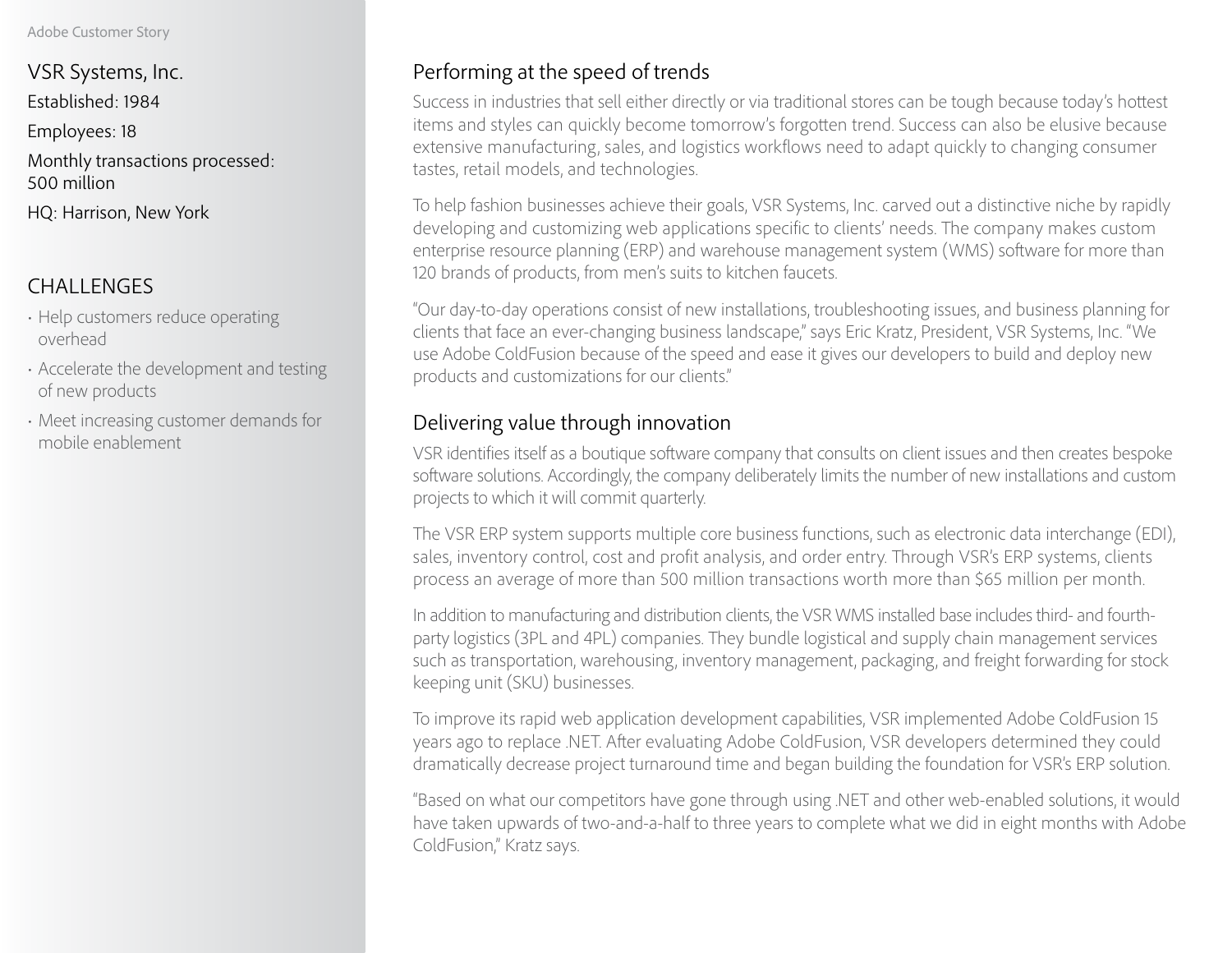VSR Systems, Inc.

Established: 1984

Employees: 18

Monthly transactions processed: 500 million

HQ: Harrison, New York

## CHALLENGES

- Help customers reduce operating overhead
- Accelerate the development and testing of new products
- Meet increasing customer demands for mobile enablement

## Performing at the speed of trends

Success in industries that sell either directly or via traditional stores can be tough because today's hottest items and styles can quickly become tomorrow's forgotten trend. Success can also be elusive because extensive manufacturing, sales, and logistics workflows need to adapt quickly to changing consumer tastes, retail models, and technologies.

To help fashion businesses achieve their goals, VSR Systems, Inc. carved out a distinctive niche by rapidly developing and customizing web applications specific to clients' needs. The company makes custom enterprise resource planning (ERP) and warehouse management system (WMS) software for more than 120 brands of products, from men's suits to kitchen faucets.

"Our day-to-day operations consist of new installations, troubleshooting issues, and business planning for clients that face an ever-changing business landscape," says Eric Kratz, President, VSR Systems, Inc. "We use Adobe ColdFusion because of the speed and ease it gives our developers to build and deploy new products and customizations for our clients."

## Delivering value through innovation

VSR identifies itself as a boutique software company that consults on client issues and then creates bespoke software solutions. Accordingly, the company deliberately limits the number of new installations and custom projects to which it will commit quarterly.

The VSR ERP system supports multiple core business functions, such as electronic data interchange (EDI), sales, inventory control, cost and profit analysis, and order entry. Through VSR's ERP systems, clients process an average of more than 500 million transactions worth more than $65 million per month.

In addition to manufacturing and distribution clients, the VSR WMS installed base includes third- and fourth-party logistics (3PL and 4PL) companies. They bundle logistical and supply chain management services such as transportation, warehousing, inventory management, packaging, and freight forwarding for stock keeping unit (SKU) businesses.

To improve its rapid web application development capabilities, VSR implemented Adobe ColdFusion 15 years ago to replace .NET. After evaluating Adobe ColdFusion, VSR developers determined they could dramatically decrease project turnaround time and began building the foundation for VSR's ERP solution.

"Based on what our competitors have gone through using .NET and other web-enabled solutions, it would have taken upwards of two-and-a-half to three years to complete what we did in eight months with Adobe ColdFusion," Kratz says.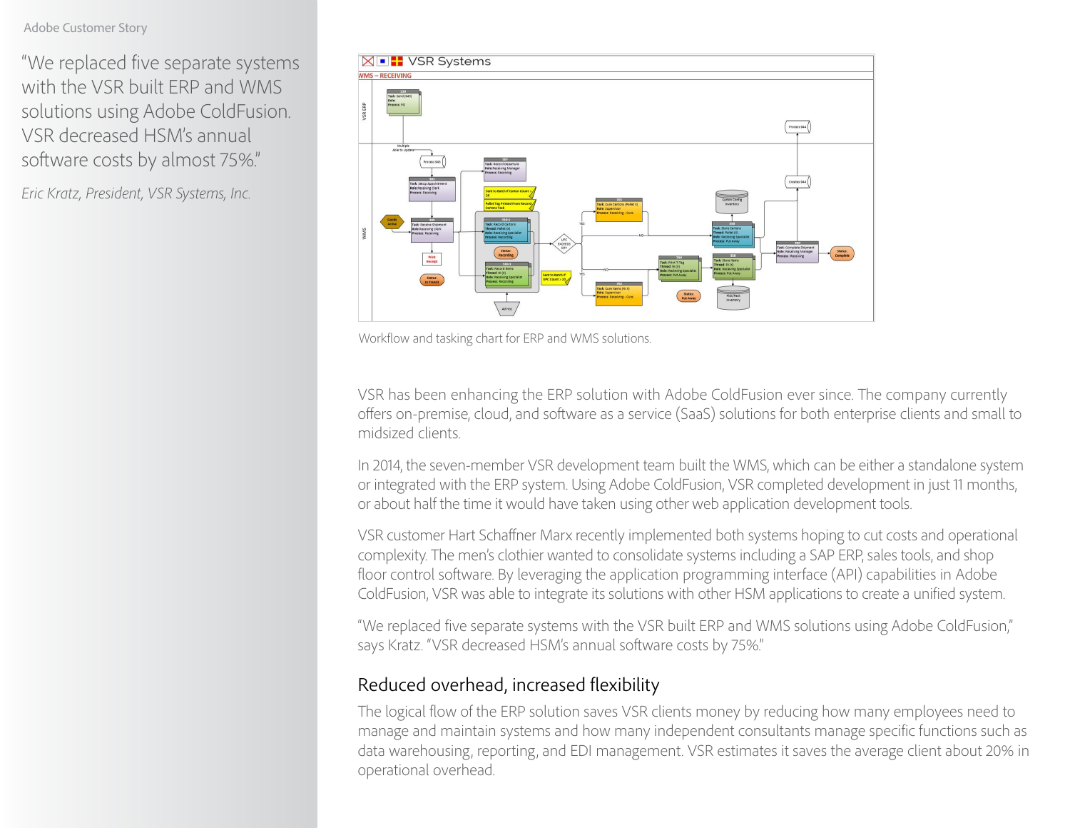Adobe Customer Story

> "We replaced five separate systems with the VSR built ERP and WMS solutions using Adobe ColdFusion. VSR decreased HSM's annual software costs by almost 75%."
>
> *Eric Kratz, President, VSR Systems, Inc.*

Workflow and tasking chart for ERP and WMS solutions.

VSR has been enhancing the ERP solution with Adobe ColdFusion ever since. The company currently offers on-premise, cloud, and software as a service (SaaS) solutions for both enterprise clients and small to midsized clients.

In 2014, the seven-member VSR development team built the WMS, which can be either a standalone system or integrated with the ERP system. Using Adobe ColdFusion, VSR completed development in just 11 months, or about half the time it would have taken using other web application development tools.

VSR customer Hart Schaffner Marx recently implemented both systems hoping to cut costs and operational complexity. The men's clothier wanted to consolidate systems including a SAP ERP, sales tools, and shop floor control software. By leveraging the application programming interface (API) capabilities in Adobe ColdFusion, VSR was able to integrate its solutions with other HSM applications to create a unified system.

"We replaced five separate systems with the VSR built ERP and WMS solutions using Adobe ColdFusion," says Kratz. "VSR decreased HSM's annual software costs by 75%."

## Reduced overhead, increased flexibility

The logical flow of the ERP solution saves VSR clients money by reducing how many employees need to manage and maintain systems and how many independent consultants manage specific functions such as data warehousing, reporting, and EDI management. VSR estimates it saves the average client about 20% in operational overhead.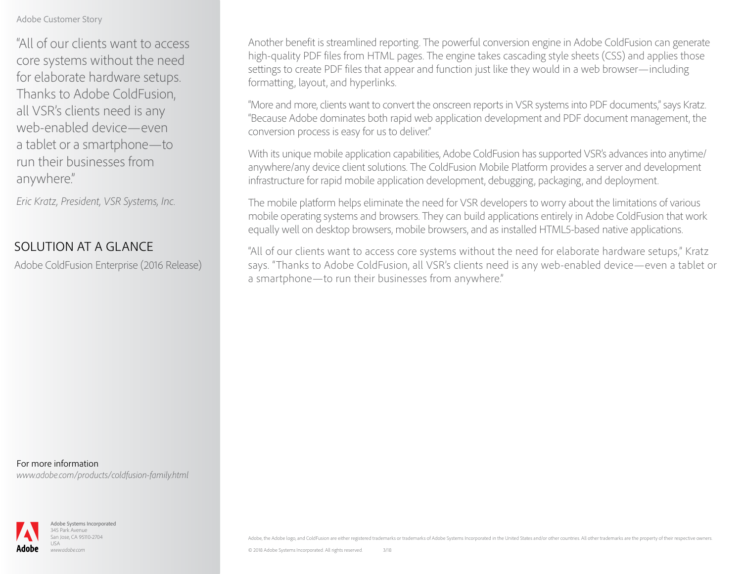Adobe Customer Story

"All of our clients want to access core systems without the need for elaborate hardware setups. Thanks to Adobe ColdFusion, all VSR's clients need is any web-enabled device—even a tablet or a smartphone—to run their businesses from anywhere."

*Eric Kratz, President, VSR Systems, Inc.*

## SOLUTION AT A GLANCE

Adobe ColdFusion Enterprise (2016 Release)

For more information

*www.adobe.com/products/coldfusion-family.html*

Another benefit is streamlined reporting. The powerful conversion engine in Adobe ColdFusion can generate high-quality PDF files from HTML pages. The engine takes cascading style sheets (CSS) and applies those settings to create PDF files that appear and function just like they would in a web browser—including formatting, layout, and hyperlinks.

"More and more, clients want to convert the onscreen reports in VSR systems into PDF documents," says Kratz. "Because Adobe dominates both rapid web application development and PDF document management, the conversion process is easy for us to deliver."

With its unique mobile application capabilities, Adobe ColdFusion has supported VSR's advances into anytime/anywhere/any device client solutions. The ColdFusion Mobile Platform provides a server and development infrastructure for rapid mobile application development, debugging, packaging, and deployment.

The mobile platform helps eliminate the need for VSR developers to worry about the limitations of various mobile operating systems and browsers. They can build applications entirely in Adobe ColdFusion that work equally well on desktop browsers, mobile browsers, and as installed HTML5-based native applications.

"All of our clients want to access core systems without the need for elaborate hardware setups," Kratz says. "Thanks to Adobe ColdFusion, all VSR's clients need is any web-enabled device—even a tablet or a smartphone—to run their businesses from anywhere."

Adobe Systems Incorporated
345 Park Avenue
San Jose, CA 95110-2704
USA
*www.adobe.com*

Adobe, the Adobe logo, and ColdFusion are either registered trademarks or trademarks of Adobe Systems Incorporated in the United States and/or other countries. All other trademarks are the property of their respective owners.

© 2018 Adobe Systems Incorporated. All rights reserved. 3/18